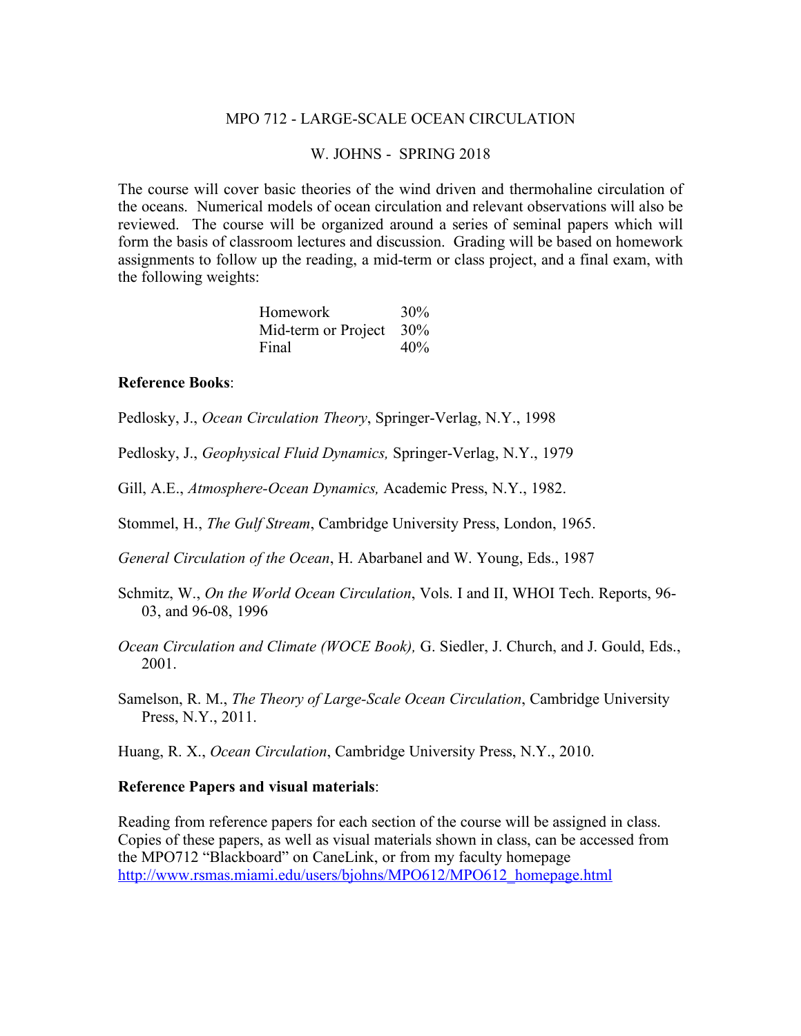# MPO 712 - LARGE-SCALE OCEAN CIRCULATION

## W. JOHNS - SPRING 2018

The course will cover basic theories of the wind driven and thermohaline circulation of the oceans. Numerical models of ocean circulation and relevant observations will also be reviewed. The course will be organized around a series of seminal papers which will form the basis of classroom lectures and discussion. Grading will be based on homework assignments to follow up the reading, a mid-term or class project, and a final exam, with the following weights:

| | |
|---|---|
| Homework | 30% |
| Mid-term or Project | 30% |
| Final | 40% |

**Reference Books**:

Pedlosky, J., *Ocean Circulation Theory*, Springer-Verlag, N.Y., 1998

Pedlosky, J., *Geophysical Fluid Dynamics,* Springer-Verlag, N.Y., 1979

Gill, A.E., *Atmosphere-Ocean Dynamics,* Academic Press, N.Y., 1982.

Stommel, H., *The Gulf Stream*, Cambridge University Press, London, 1965.

*General Circulation of the Ocean*, H. Abarbanel and W. Young, Eds., 1987

Schmitz, W., *On the World Ocean Circulation*, Vols. I and II, WHOI Tech. Reports, 96-03, and 96-08, 1996

*Ocean Circulation and Climate (WOCE Book),* G. Siedler, J. Church, and J. Gould, Eds., 2001.

Samelson, R. M., *The Theory of Large-Scale Ocean Circulation*, Cambridge University Press, N.Y., 2011.

Huang, R. X., *Ocean Circulation*, Cambridge University Press, N.Y., 2010.

**Reference Papers and visual materials**:

Reading from reference papers for each section of the course will be assigned in class. Copies of these papers, as well as visual materials shown in class, can be accessed from the MPO712 "Blackboard" on CaneLink, or from my faculty homepage http://www.rsmas.miami.edu/users/bjohns/MPO612/MPO612_homepage.html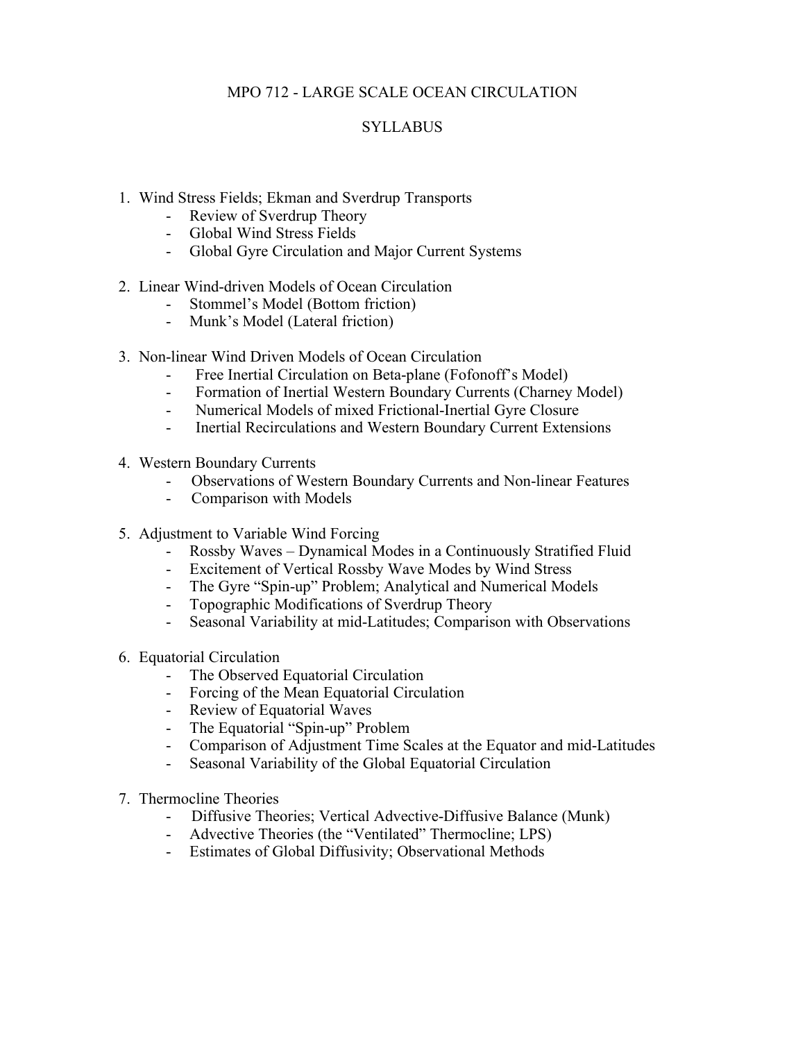# MPO 712 - LARGE SCALE OCEAN CIRCULATION

## SYLLABUS

1. Wind Stress Fields; Ekman and Sverdrup Transports
   - Review of Sverdrup Theory
   - Global Wind Stress Fields
   - Global Gyre Circulation and Major Current Systems

2. Linear Wind-driven Models of Ocean Circulation
   - Stommel's Model (Bottom friction)
   - Munk's Model (Lateral friction)

3. Non-linear Wind Driven Models of Ocean Circulation
   - Free Inertial Circulation on Beta-plane (Fofonoff's Model)
   - Formation of Inertial Western Boundary Currents (Charney Model)
   - Numerical Models of mixed Frictional-Inertial Gyre Closure
   - Inertial Recirculations and Western Boundary Current Extensions

4. Western Boundary Currents
   - Observations of Western Boundary Currents and Non-linear Features
   - Comparison with Models

5. Adjustment to Variable Wind Forcing
   - Rossby Waves – Dynamical Modes in a Continuously Stratified Fluid
   - Excitement of Vertical Rossby Wave Modes by Wind Stress
   - The Gyre "Spin-up" Problem; Analytical and Numerical Models
   - Topographic Modifications of Sverdrup Theory
   - Seasonal Variability at mid-Latitudes; Comparison with Observations

6. Equatorial Circulation
   - The Observed Equatorial Circulation
   - Forcing of the Mean Equatorial Circulation
   - Review of Equatorial Waves
   - The Equatorial "Spin-up" Problem
   - Comparison of Adjustment Time Scales at the Equator and mid-Latitudes
   - Seasonal Variability of the Global Equatorial Circulation

7. Thermocline Theories
   - Diffusive Theories; Vertical Advective-Diffusive Balance (Munk)
   - Advective Theories (the "Ventilated" Thermocline; LPS)
   - Estimates of Global Diffusivity; Observational Methods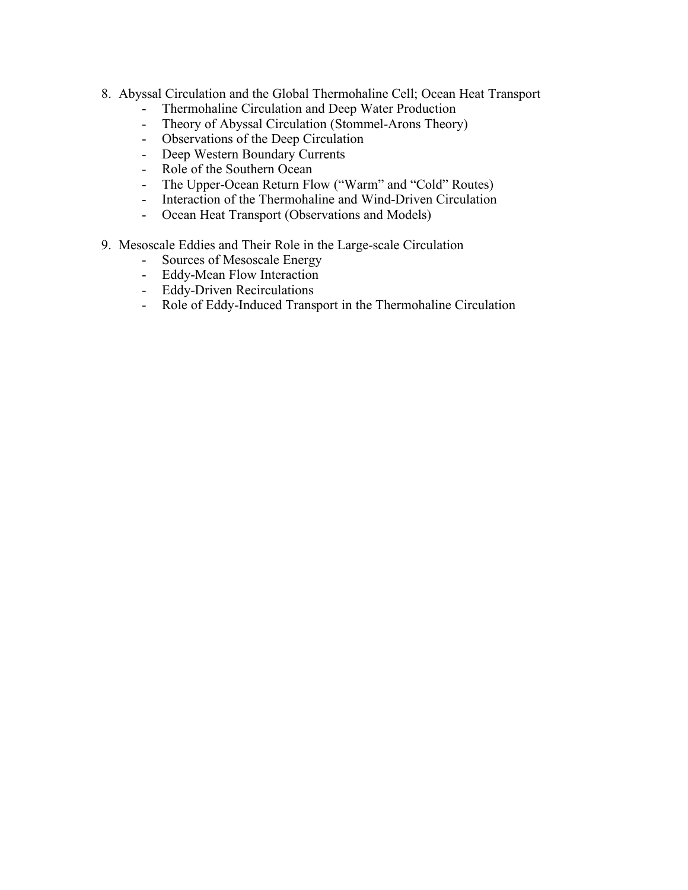8. Abyssal Circulation and the Global Thermohaline Cell; Ocean Heat Transport
    - Thermohaline Circulation and Deep Water Production
    - Theory of Abyssal Circulation (Stommel-Arons Theory)
    - Observations of the Deep Circulation
    - Deep Western Boundary Currents
    - Role of the Southern Ocean
    - The Upper-Ocean Return Flow ("Warm" and "Cold" Routes)
    - Interaction of the Thermohaline and Wind-Driven Circulation
    - Ocean Heat Transport (Observations and Models)

9. Mesoscale Eddies and Their Role in the Large-scale Circulation
    - Sources of Mesoscale Energy
    - Eddy-Mean Flow Interaction
    - Eddy-Driven Recirculations
    - Role of Eddy-Induced Transport in the Thermohaline Circulation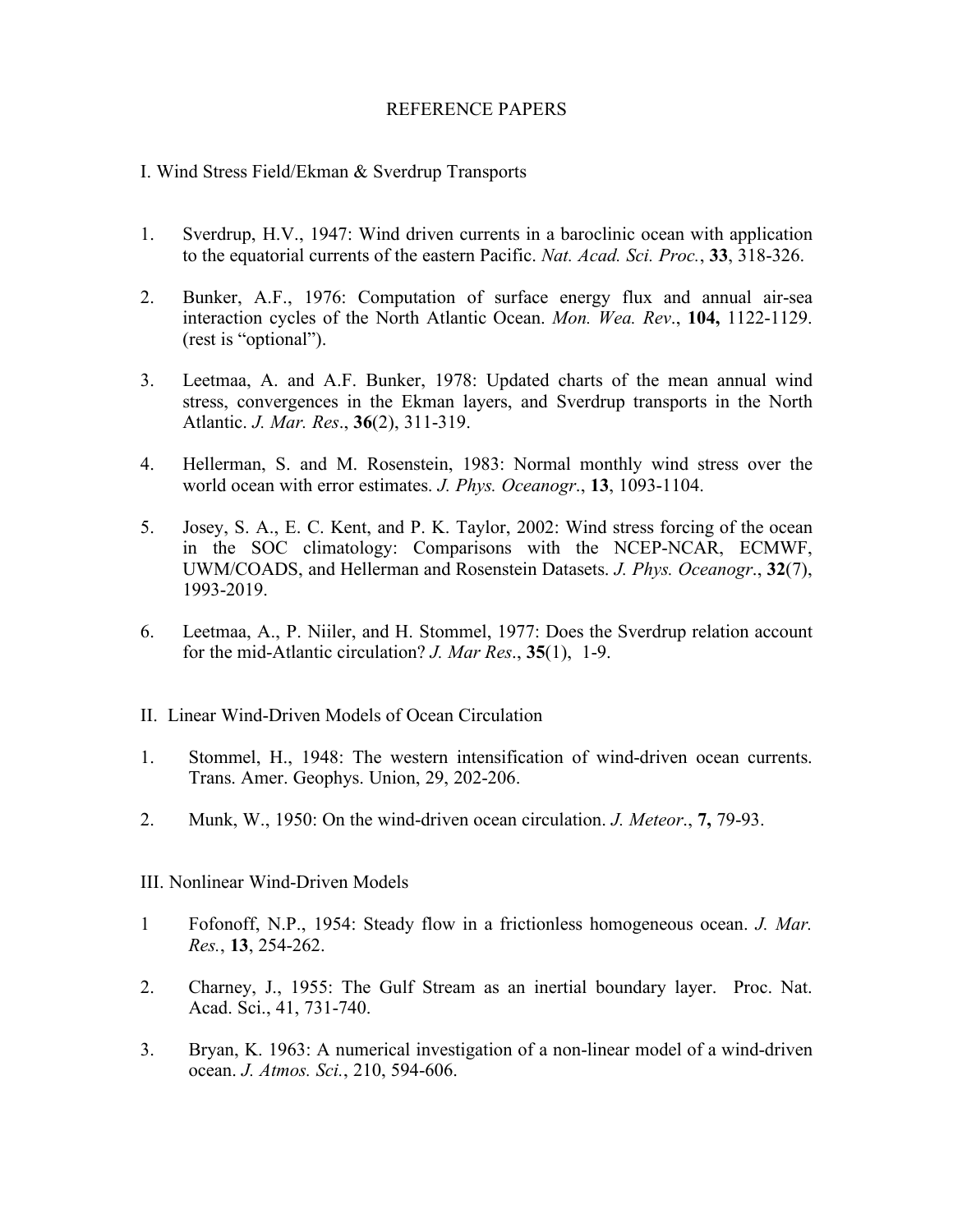# REFERENCE PAPERS

## I. Wind Stress Field/Ekman & Sverdrup Transports

1. Sverdrup, H.V., 1947: Wind driven currents in a baroclinic ocean with application to the equatorial currents of the eastern Pacific. *Nat. Acad. Sci. Proc.*, **33**, 318-326.

2. Bunker, A.F., 1976: Computation of surface energy flux and annual air-sea interaction cycles of the North Atlantic Ocean. *Mon. Wea. Rev*., **104,** 1122-1129. (rest is "optional").

3. Leetmaa, A. and A.F. Bunker, 1978: Updated charts of the mean annual wind stress, convergences in the Ekman layers, and Sverdrup transports in the North Atlantic. *J. Mar. Res*., **36**(2), 311-319.

4. Hellerman, S. and M. Rosenstein, 1983: Normal monthly wind stress over the world ocean with error estimates. *J. Phys. Oceanogr*., **13**, 1093-1104.

5. Josey, S. A., E. C. Kent, and P. K. Taylor, 2002: Wind stress forcing of the ocean in the SOC climatology: Comparisons with the NCEP-NCAR, ECMWF, UWM/COADS, and Hellerman and Rosenstein Datasets. *J. Phys. Oceanogr*., **32**(7), 1993-2019.

6. Leetmaa, A., P. Niiler, and H. Stommel, 1977: Does the Sverdrup relation account for the mid-Atlantic circulation? *J. Mar Res*., **35**(1), 1-9.

## II. Linear Wind-Driven Models of Ocean Circulation

1. Stommel, H., 1948: The western intensification of wind-driven ocean currents. Trans. Amer. Geophys. Union, 29, 202-206.

2. Munk, W., 1950: On the wind-driven ocean circulation. *J. Meteor*., **7,** 79-93.

## III. Nonlinear Wind-Driven Models

1. Fofonoff, N.P., 1954: Steady flow in a frictionless homogeneous ocean. *J. Mar. Res.*, **13**, 254-262.

2. Charney, J., 1955: The Gulf Stream as an inertial boundary layer. Proc. Nat. Acad. Sci., 41, 731-740.

3. Bryan, K. 1963: A numerical investigation of a non-linear model of a wind-driven ocean. *J. Atmos. Sci.*, 210, 594-606.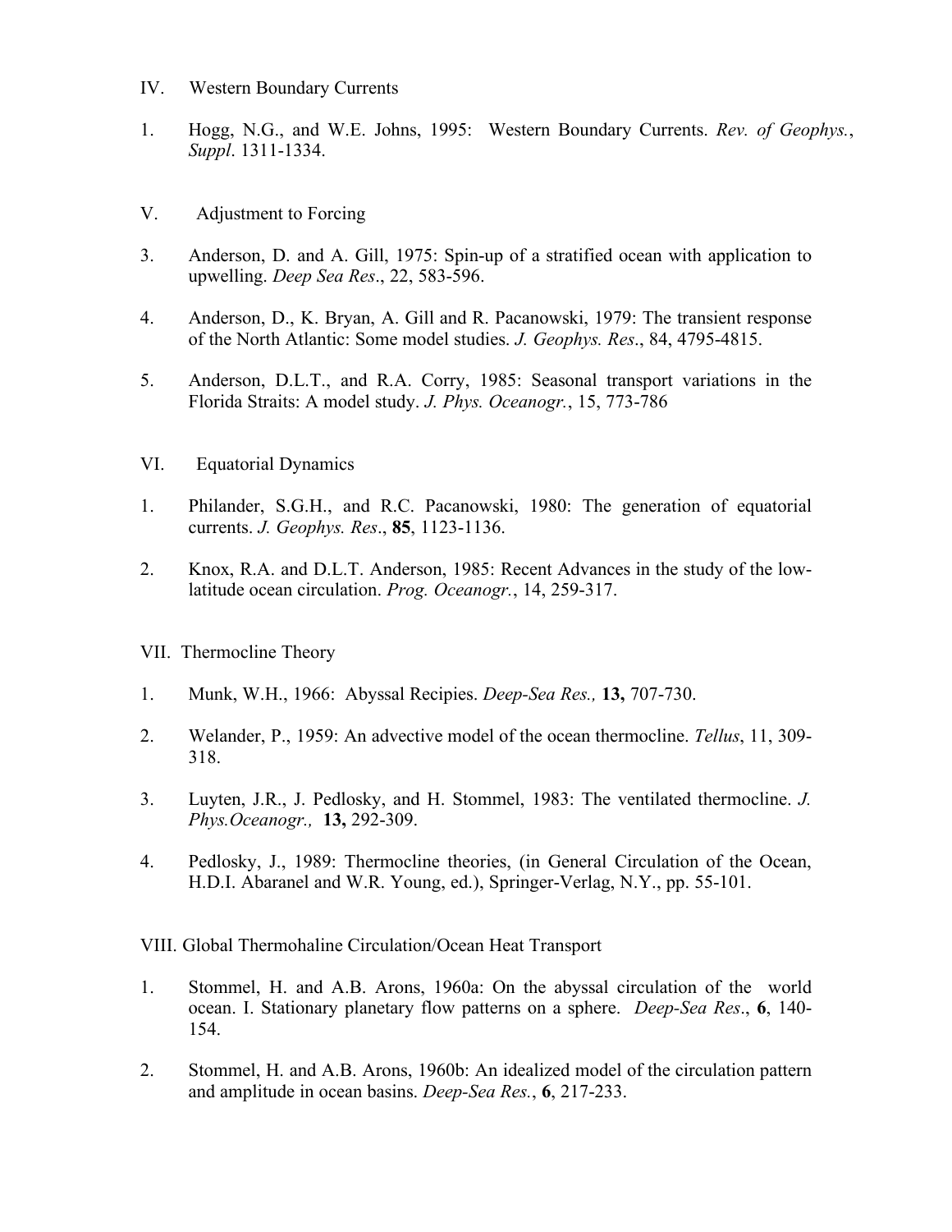## IV. Western Boundary Currents

1. Hogg, N.G., and W.E. Johns, 1995: Western Boundary Currents. *Rev. of Geophys.*, *Suppl*. 1311-1334.

## V. Adjustment to Forcing

3. Anderson, D. and A. Gill, 1975: Spin-up of a stratified ocean with application to upwelling. *Deep Sea Res*., 22, 583-596.

4. Anderson, D., K. Bryan, A. Gill and R. Pacanowski, 1979: The transient response of the North Atlantic: Some model studies. *J. Geophys. Res*., 84, 4795-4815.

5. Anderson, D.L.T., and R.A. Corry, 1985: Seasonal transport variations in the Florida Straits: A model study. *J. Phys. Oceanogr.*, 15, 773-786

## VI. Equatorial Dynamics

1. Philander, S.G.H., and R.C. Pacanowski, 1980: The generation of equatorial currents. *J. Geophys. Res*., **85**, 1123-1136.

2. Knox, R.A. and D.L.T. Anderson, 1985: Recent Advances in the study of the low-latitude ocean circulation. *Prog. Oceanogr.*, 14, 259-317.

## VII. Thermocline Theory

1. Munk, W.H., 1966: Abyssal Recipies. *Deep-Sea Res.,* **13,** 707-730.

2. Welander, P., 1959: An advective model of the ocean thermocline. *Tellus*, 11, 309-318.

3. Luyten, J.R., J. Pedlosky, and H. Stommel, 1983: The ventilated thermocline. *J. Phys.Oceanogr.,* **13,** 292-309.

4. Pedlosky, J., 1989: Thermocline theories, (in General Circulation of the Ocean, H.D.I. Abaranel and W.R. Young, ed.), Springer-Verlag, N.Y., pp. 55-101.

## VIII. Global Thermohaline Circulation/Ocean Heat Transport

1. Stommel, H. and A.B. Arons, 1960a: On the abyssal circulation of the world ocean. I. Stationary planetary flow patterns on a sphere. *Deep-Sea Res*., **6**, 140-154.

2. Stommel, H. and A.B. Arons, 1960b: An idealized model of the circulation pattern and amplitude in ocean basins. *Deep-Sea Res.*, **6**, 217-233.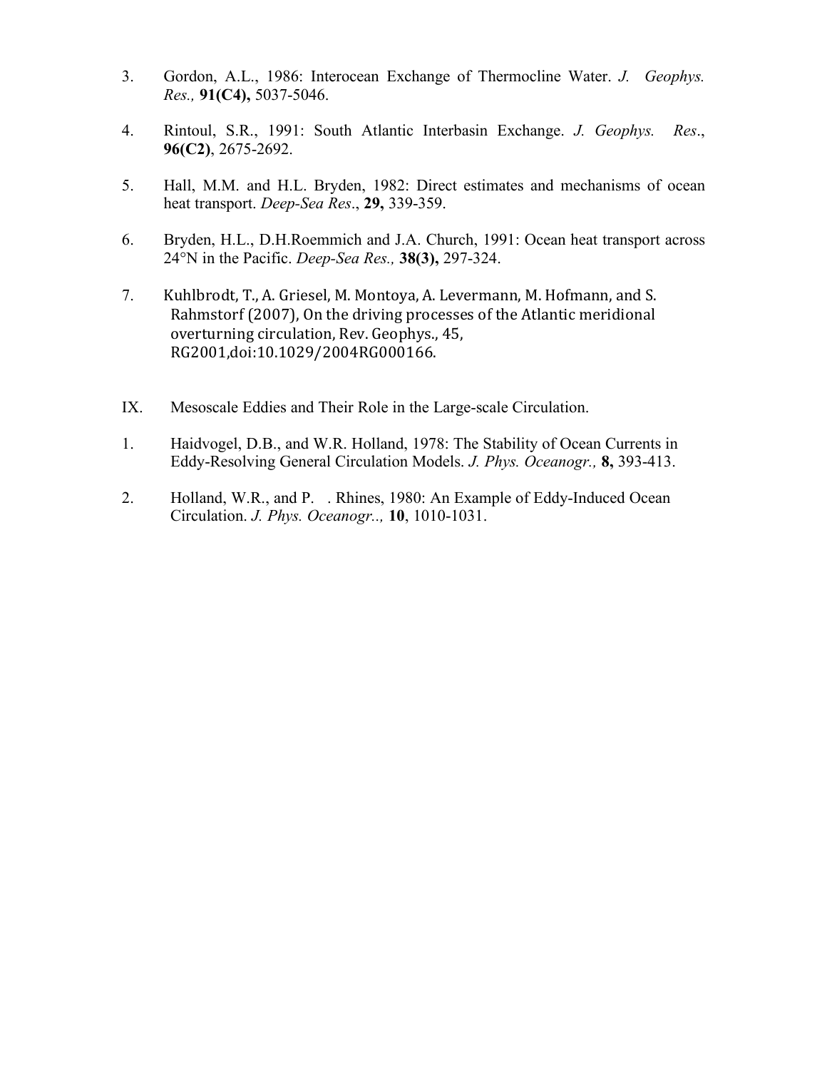3. Gordon, A.L., 1986: Interocean Exchange of Thermocline Water. *J. Geophys. Res.,* **91(C4),** 5037-5046.

4. Rintoul, S.R., 1991: South Atlantic Interbasin Exchange. *J. Geophys. Res*., **96(C2)**, 2675-2692.

5. Hall, M.M. and H.L. Bryden, 1982: Direct estimates and mechanisms of ocean heat transport. *Deep-Sea Res*., **29,** 339-359.

6. Bryden, H.L., D.H.Roemmich and J.A. Church, 1991: Ocean heat transport across 24°N in the Pacific. *Deep-Sea Res.,* **38(3),** 297-324.

7. Kuhlbrodt, T., A. Griesel, M. Montoya, A. Levermann, M. Hofmann, and S. Rahmstorf (2007), On the driving processes of the Atlantic meridional overturning circulation, Rev. Geophys., 45, RG2001,doi:10.1029/2004RG000166.

## IX. Mesoscale Eddies and Their Role in the Large-scale Circulation.

1. Haidvogel, D.B., and W.R. Holland, 1978: The Stability of Ocean Currents in Eddy-Resolving General Circulation Models. *J. Phys. Oceanogr.,* **8,** 393-413.

2. Holland, W.R., and P. . Rhines, 1980: An Example of Eddy-Induced Ocean Circulation. *J. Phys. Oceanogr..,* **10**, 1010-1031.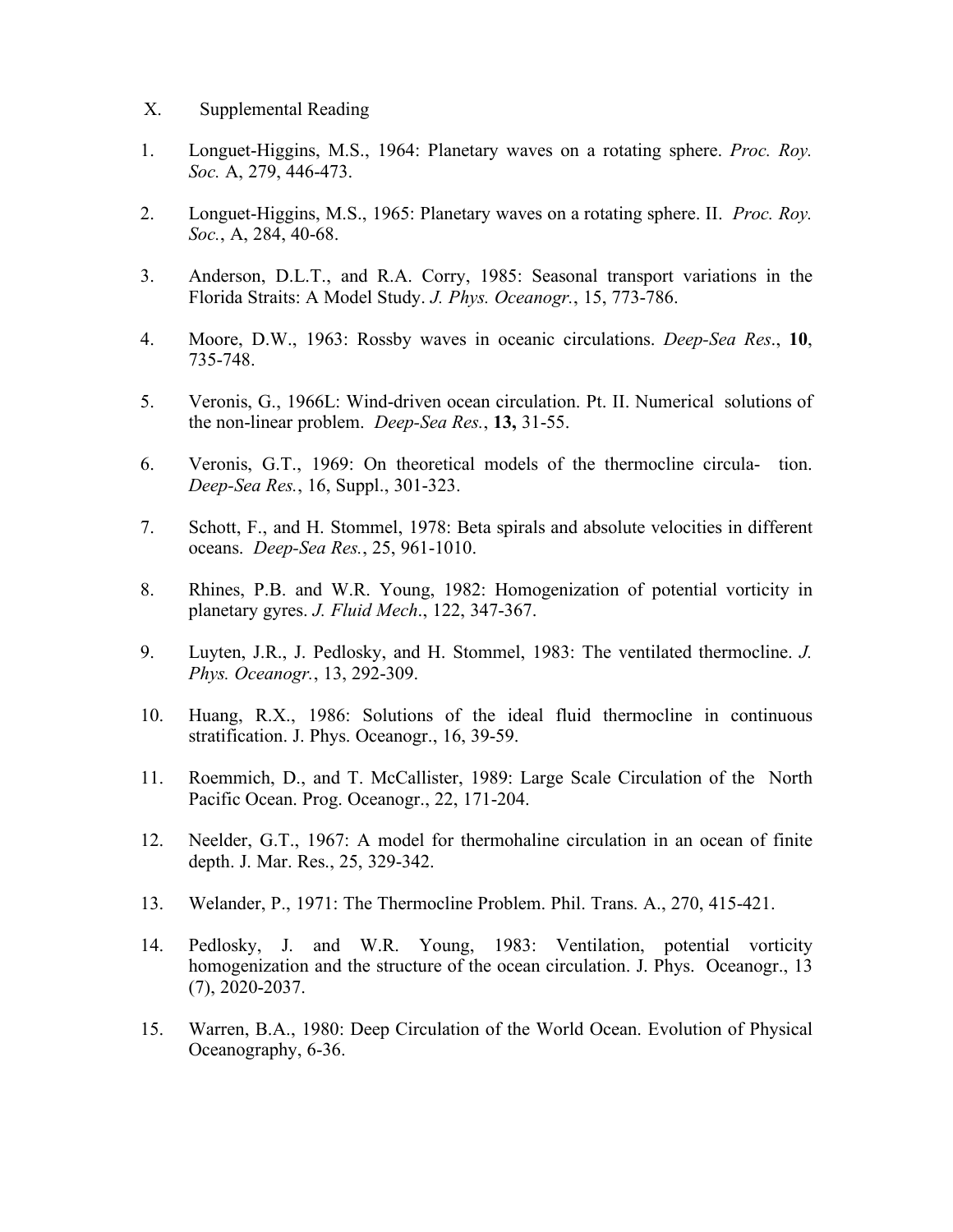## X. Supplemental Reading

1. Longuet-Higgins, M.S., 1964: Planetary waves on a rotating sphere. *Proc. Roy. Soc.* A, 279, 446-473.

2. Longuet-Higgins, M.S., 1965: Planetary waves on a rotating sphere. II. *Proc. Roy. Soc.*, A, 284, 40-68.

3. Anderson, D.L.T., and R.A. Corry, 1985: Seasonal transport variations in the Florida Straits: A Model Study. *J. Phys. Oceanogr.*, 15, 773-786.

4. Moore, D.W., 1963: Rossby waves in oceanic circulations. *Deep-Sea Res.*, **10**, 735-748.

5. Veronis, G., 1966L: Wind-driven ocean circulation. Pt. II. Numerical solutions of the non-linear problem. *Deep-Sea Res.*, **13,** 31-55.

6. Veronis, G.T., 1969: On theoretical models of the thermocline circula- tion. *Deep-Sea Res.*, 16, Suppl., 301-323.

7. Schott, F., and H. Stommel, 1978: Beta spirals and absolute velocities in different oceans. *Deep-Sea Res.*, 25, 961-1010.

8. Rhines, P.B. and W.R. Young, 1982: Homogenization of potential vorticity in planetary gyres. *J. Fluid Mech*., 122, 347-367.

9. Luyten, J.R., J. Pedlosky, and H. Stommel, 1983: The ventilated thermocline. *J. Phys. Oceanogr.*, 13, 292-309.

10. Huang, R.X., 1986: Solutions of the ideal fluid thermocline in continuous stratification. J. Phys. Oceanogr., 16, 39-59.

11. Roemmich, D., and T. McCallister, 1989: Large Scale Circulation of the North Pacific Ocean. Prog. Oceanogr., 22, 171-204.

12. Neelder, G.T., 1967: A model for thermohaline circulation in an ocean of finite depth. J. Mar. Res., 25, 329-342.

13. Welander, P., 1971: The Thermocline Problem. Phil. Trans. A., 270, 415-421.

14. Pedlosky, J. and W.R. Young, 1983: Ventilation, potential vorticity homogenization and the structure of the ocean circulation. J. Phys. Oceanogr., 13 (7), 2020-2037.

15. Warren, B.A., 1980: Deep Circulation of the World Ocean. Evolution of Physical Oceanography, 6-36.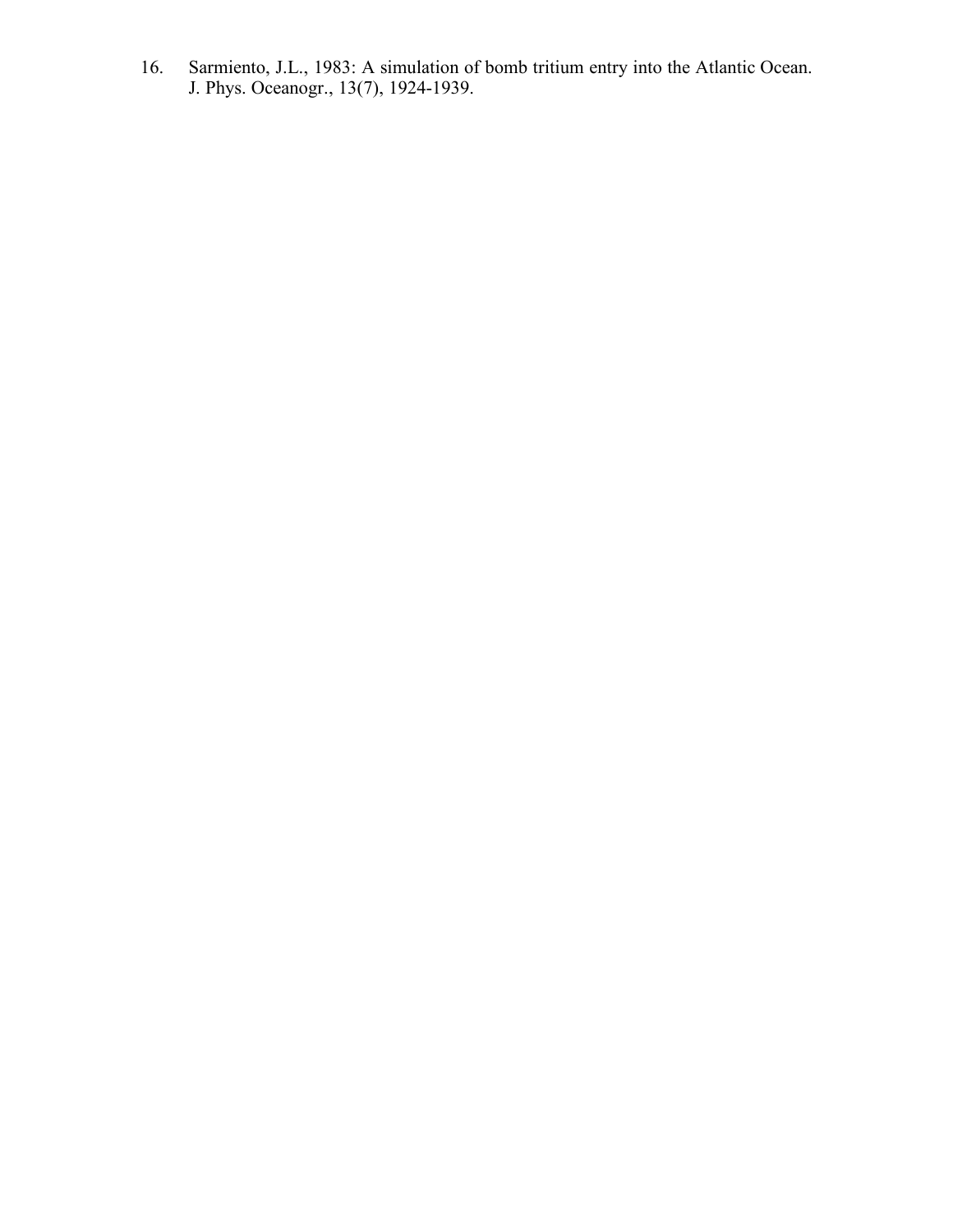16. Sarmiento, J.L., 1983: A simulation of bomb tritium entry into the Atlantic Ocean. J. Phys. Oceanogr., 13(7), 1924-1939.